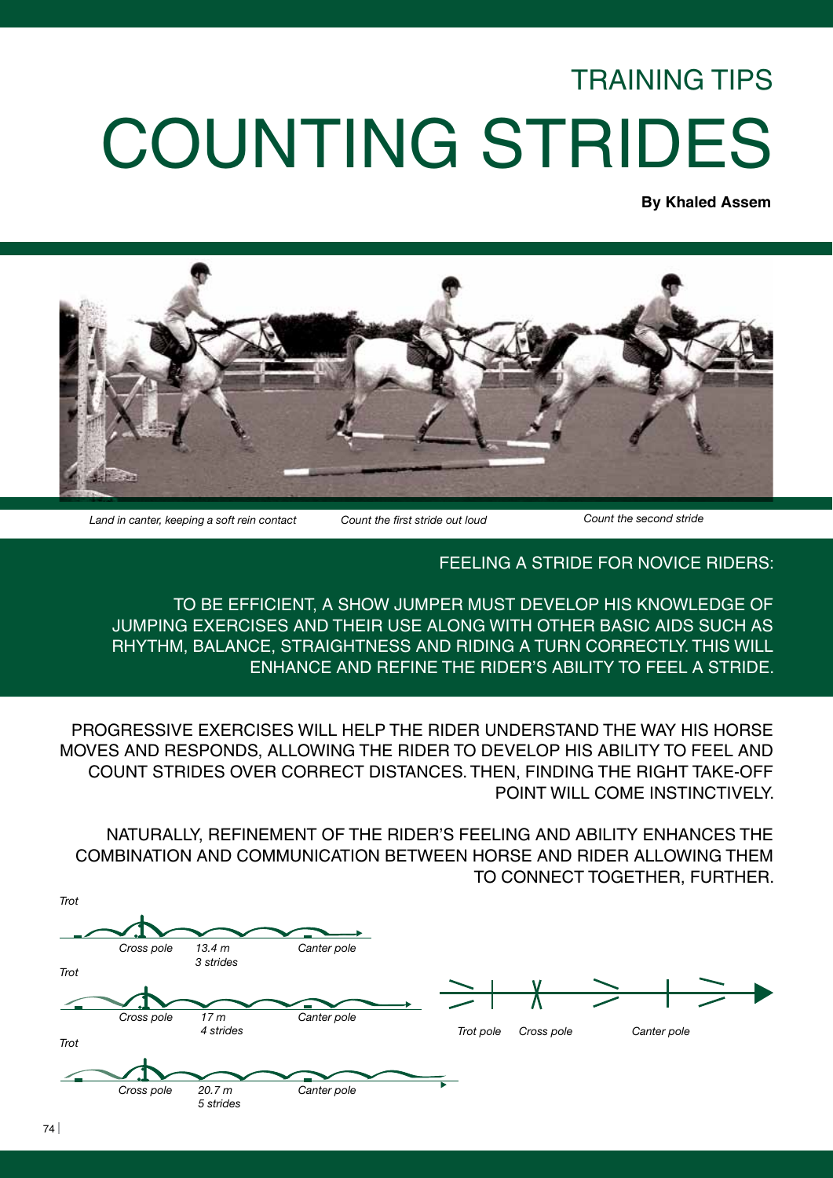# TRAINING TIPS

# COUNTING STRIDES

**By Khaled Assem**

*Land in canter, keeping a soft rein contact* *Count the first stride out loud* *Count the second stride*

## FEELING A STRIDE FOR NOVICE RIDERS:

TO BE EFFICIENT, A SHOW JUMPER MUST DEVELOP HIS KNOWLEDGE OF JUMPING EXERCISES AND THEIR USE ALONG WITH OTHER BASIC AIDS SUCH AS RHYTHM, BALANCE, STRAIGHTNESS AND RIDING A TURN CORRECTLY. THIS WILL ENHANCE AND REFINE THE RIDER'S ABILITY TO FEEL A STRIDE.

PROGRESSIVE EXERCISES WILL HELP THE RIDER UNDERSTAND THE WAY HIS HORSE MOVES AND RESPONDS, ALLOWING THE RIDER TO DEVELOP HIS ABILITY TO FEEL AND COUNT STRIDES OVER CORRECT DISTANCES. THEN, FINDING THE RIGHT TAKE-OFF POINT WILL COME INSTINCTIVELY.

NATURALLY, REFINEMENT OF THE RIDER'S FEELING AND ABILITY ENHANCES THE COMBINATION AND COMMUNICATION BETWEEN HORSE AND RIDER ALLOWING THEM TO CONNECT TOGETHER, FURTHER.

*Trot*
*Cross pole* *13.4 m 3 strides* *Canter pole*

*Trot*
*Cross pole* *17 m 4 strides* *Canter pole*

*Trot*
*Cross pole* *20.7 m 5 strides* *Canter pole*

*Trot pole* *Cross pole* *Canter pole*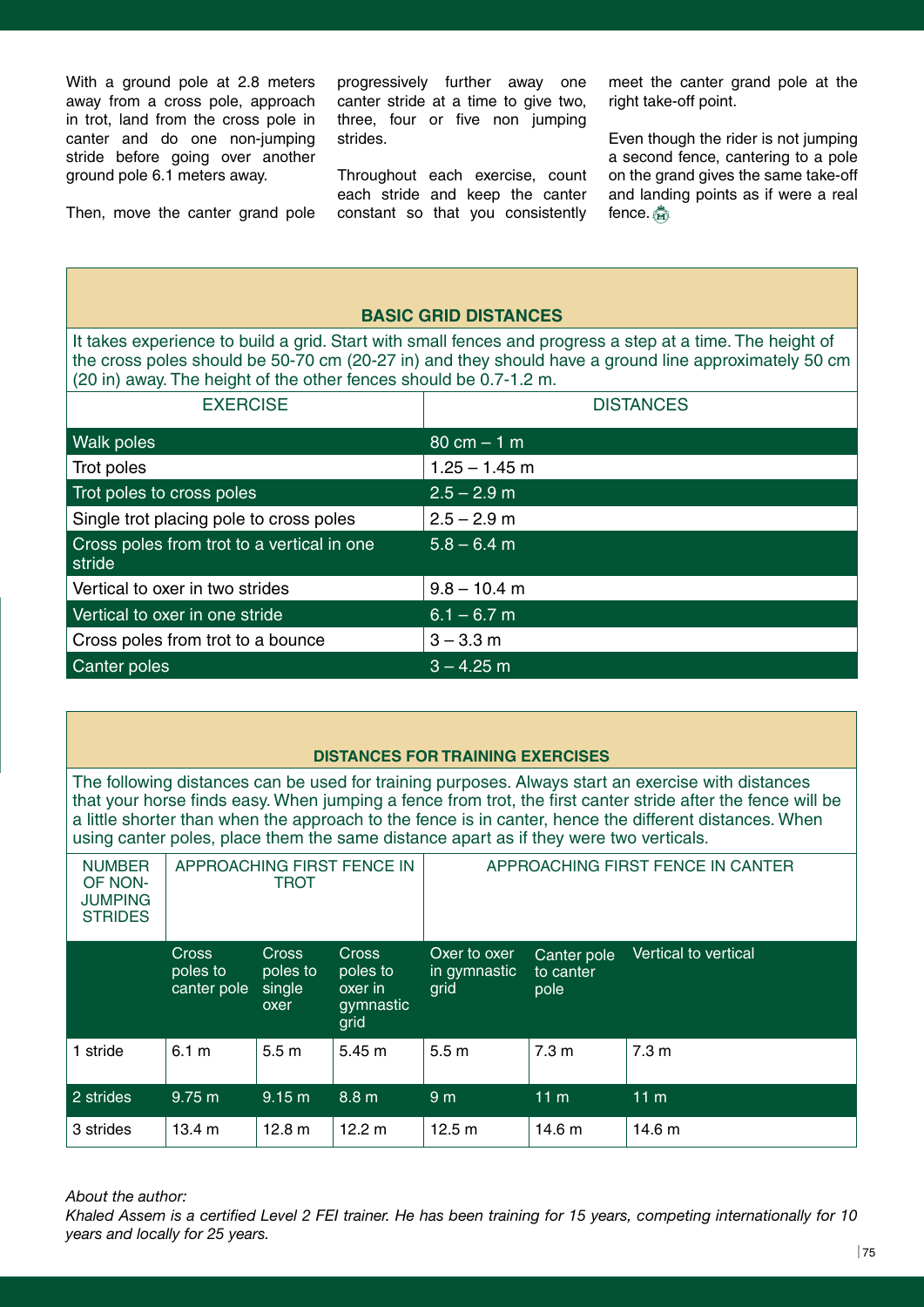With a ground pole at 2.8 meters away from a cross pole, approach in trot, land from the cross pole in canter and do one non-jumping stride before going over another ground pole 6.1 meters away.

Then, move the canter grand pole progressively further away one canter stride at a time to give two, three, four or five non jumping strides.

Throughout each exercise, count each stride and keep the canter constant so that you consistently meet the canter grand pole at the right take-off point.

Even though the rider is not jumping a second fence, cantering to a pole on the grand gives the same take-off and landing points as if were a real fence.

## BASIC GRID DISTANCES

It takes experience to build a grid. Start with small fences and progress a step at a time. The height of the cross poles should be 50-70 cm (20-27 in) and they should have a ground line approximately 50 cm (20 in) away. The height of the other fences should be 0.7-1.2 m.

| EXERCISE | DISTANCES |
|---|---|
| Walk poles | 80 cm – 1 m |
| Trot poles | 1.25 – 1.45 m |
| Trot poles to cross poles | 2.5 – 2.9 m |
| Single trot placing pole to cross poles | 2.5 – 2.9 m |
| Cross poles from trot to a vertical in one stride | 5.8 – 6.4 m |
| Vertical to oxer in two strides | 9.8 – 10.4 m |
| Vertical to oxer in one stride | 6.1 – 6.7 m |
| Cross poles from trot to a bounce | 3 – 3.3 m |
| Canter poles | 3 – 4.25 m |

## DISTANCES FOR TRAINING EXERCISES

The following distances can be used for training purposes. Always start an exercise with distances that your horse finds easy. When jumping a fence from trot, the first canter stride after the fence will be a little shorter than when the approach to the fence is in canter, hence the different distances. When using canter poles, place them the same distance apart as if they were two verticals.

| NUMBER OF NON-JUMPING STRIDES | APPROACHING FIRST FENCE IN TROT | | | APPROACHING FIRST FENCE IN CANTER | | |
|---|---|---|---|---|---|---|
| | Cross poles to canter pole | Cross poles to single oxer | Cross poles to oxer in gymnastic grid | Oxer to oxer in gymnastic grid | Canter pole to canter pole | Vertical to vertical |
| 1 stride | 6.1 m | 5.5 m | 5.45 m | 5.5 m | 7.3 m | 7.3 m |
| 2 strides | 9.75 m | 9.15 m | 8.8 m | 9 m | 11 m | 11 m |
| 3 strides | 13.4 m | 12.8 m | 12.2 m | 12.5 m | 14.6 m | 14.6 m |

*About the author:*
*Khaled Assem is a certified Level 2 FEI trainer. He has been training for 15 years, competing internationally for 10 years and locally for 25 years.*